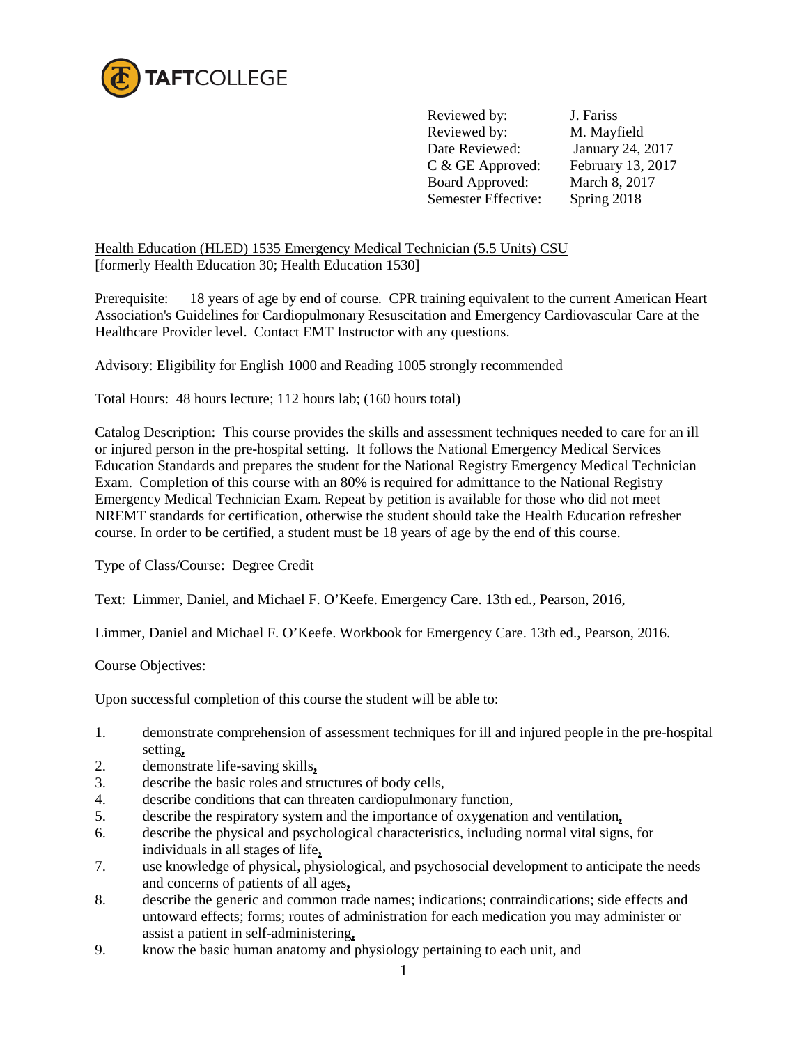TAFTCOLLEGE

Reviewed by: J. Fariss
Reviewed by: M. Mayfield
Date Reviewed: January 24, 2017
C & GE Approved: February 13, 2017
Board Approved: March 8, 2017
Semester Effective: Spring 2018

Health Education (HLED) 1535 Emergency Medical Technician (5.5 Units) CSU
[formerly Health Education 30; Health Education 1530]

Prerequisite: 18 years of age by end of course. CPR training equivalent to the current American Heart Association's Guidelines for Cardiopulmonary Resuscitation and Emergency Cardiovascular Care at the Healthcare Provider level. Contact EMT Instructor with any questions.

Advisory: Eligibility for English 1000 and Reading 1005 strongly recommended

Total Hours: 48 hours lecture; 112 hours lab; (160 hours total)

Catalog Description: This course provides the skills and assessment techniques needed to care for an ill or injured person in the pre-hospital setting. It follows the National Emergency Medical Services Education Standards and prepares the student for the National Registry Emergency Medical Technician Exam. Completion of this course with an 80% is required for admittance to the National Registry Emergency Medical Technician Exam. Repeat by petition is available for those who did not meet NREMT standards for certification, otherwise the student should take the Health Education refresher course. In order to be certified, a student must be 18 years of age by the end of this course.

Type of Class/Course: Degree Credit

Text: Limmer, Daniel, and Michael F. O'Keefe. Emergency Care. 13th ed., Pearson, 2016,

Limmer, Daniel and Michael F. O'Keefe. Workbook for Emergency Care. 13th ed., Pearson, 2016.

Course Objectives:

Upon successful completion of this course the student will be able to:

1. demonstrate comprehension of assessment techniques for ill and injured people in the pre-hospital setting,
2. demonstrate life-saving skills,
3. describe the basic roles and structures of body cells,
4. describe conditions that can threaten cardiopulmonary function,
5. describe the respiratory system and the importance of oxygenation and ventilation,
6. describe the physical and psychological characteristics, including normal vital signs, for individuals in all stages of life,
7. use knowledge of physical, physiological, and psychosocial development to anticipate the needs and concerns of patients of all ages,
8. describe the generic and common trade names; indications; contraindications; side effects and untoward effects; forms; routes of administration for each medication you may administer or assist a patient in self-administering,
9. know the basic human anatomy and physiology pertaining to each unit, and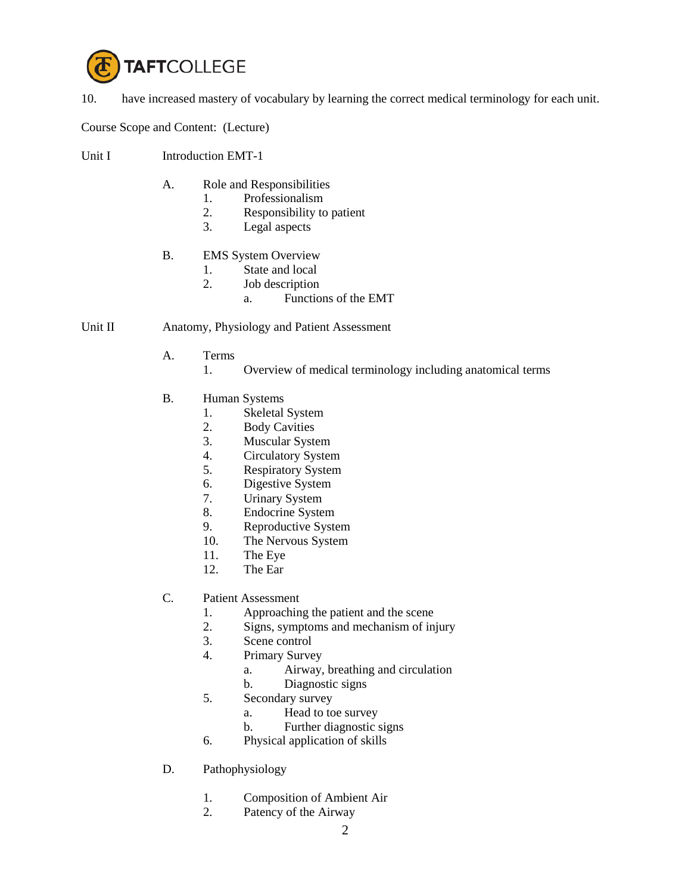10. have increased mastery of vocabulary by learning the correct medical terminology for each unit.

Course Scope and Content: (Lecture)

Unit I Introduction EMT-1

- A. Role and Responsibilities
  1. Professionalism
  2. Responsibility to patient
  3. Legal aspects
- B. EMS System Overview
  1. State and local
  2. Job description
     - a. Functions of the EMT

Unit II Anatomy, Physiology and Patient Assessment

- A. Terms
  1. Overview of medical terminology including anatomical terms
- B. Human Systems
  1. Skeletal System
  2. Body Cavities
  3. Muscular System
  4. Circulatory System
  5. Respiratory System
  6. Digestive System
  7. Urinary System
  8. Endocrine System
  9. Reproductive System
  10. The Nervous System
  11. The Eye
  12. The Ear
- C. Patient Assessment
  1. Approaching the patient and the scene
  2. Signs, symptoms and mechanism of injury
  3. Scene control
  4. Primary Survey
     - a. Airway, breathing and circulation
     - b. Diagnostic signs
  5. Secondary survey
     - a. Head to toe survey
     - b. Further diagnostic signs
  6. Physical application of skills
- D. Pathophysiology
  1. Composition of Ambient Air
  2. Patency of the Airway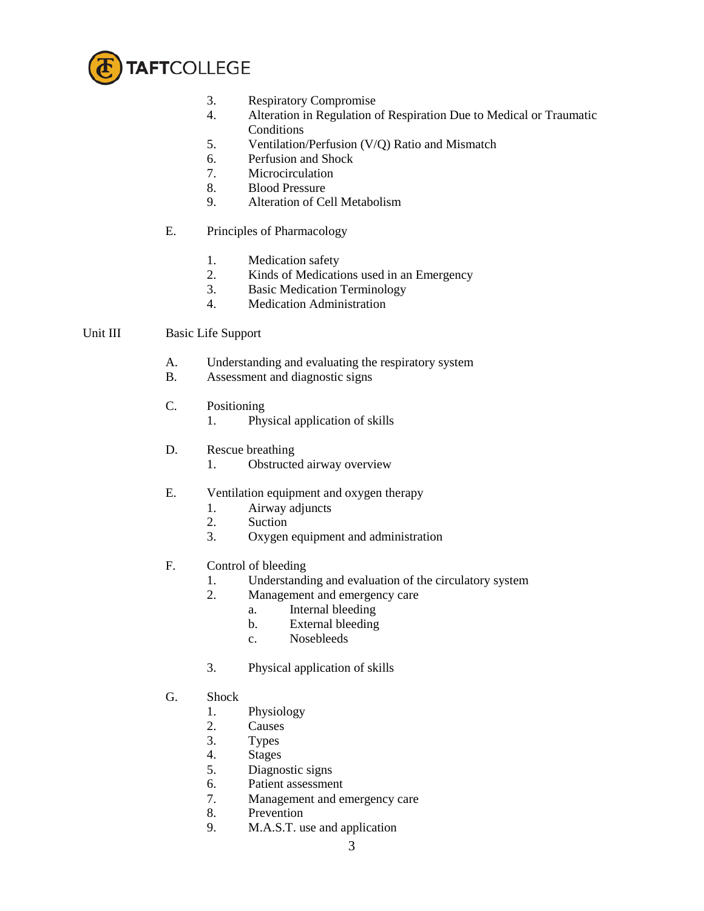3. Respiratory Compromise
4. Alteration in Regulation of Respiration Due to Medical or Traumatic Conditions
5. Ventilation/Perfusion (V/Q) Ratio and Mismatch
6. Perfusion and Shock
7. Microcirculation
8. Blood Pressure
9. Alteration of Cell Metabolism

E. Principles of Pharmacology

1. Medication safety
2. Kinds of Medications used in an Emergency
3. Basic Medication Terminology
4. Medication Administration

Unit III Basic Life Support

A. Understanding and evaluating the respiratory system
B. Assessment and diagnostic signs

C. Positioning
   1. Physical application of skills

D. Rescue breathing
   1. Obstructed airway overview

E. Ventilation equipment and oxygen therapy
   1. Airway adjuncts
   2. Suction
   3. Oxygen equipment and administration

F. Control of bleeding
   1. Understanding and evaluation of the circulatory system
   2. Management and emergency care
      a. Internal bleeding
      b. External bleeding
      c. Nosebleeds

   3. Physical application of skills

G. Shock
   1. Physiology
   2. Causes
   3. Types
   4. Stages
   5. Diagnostic signs
   6. Patient assessment
   7. Management and emergency care
   8. Prevention
   9. M.A.S.T. use and application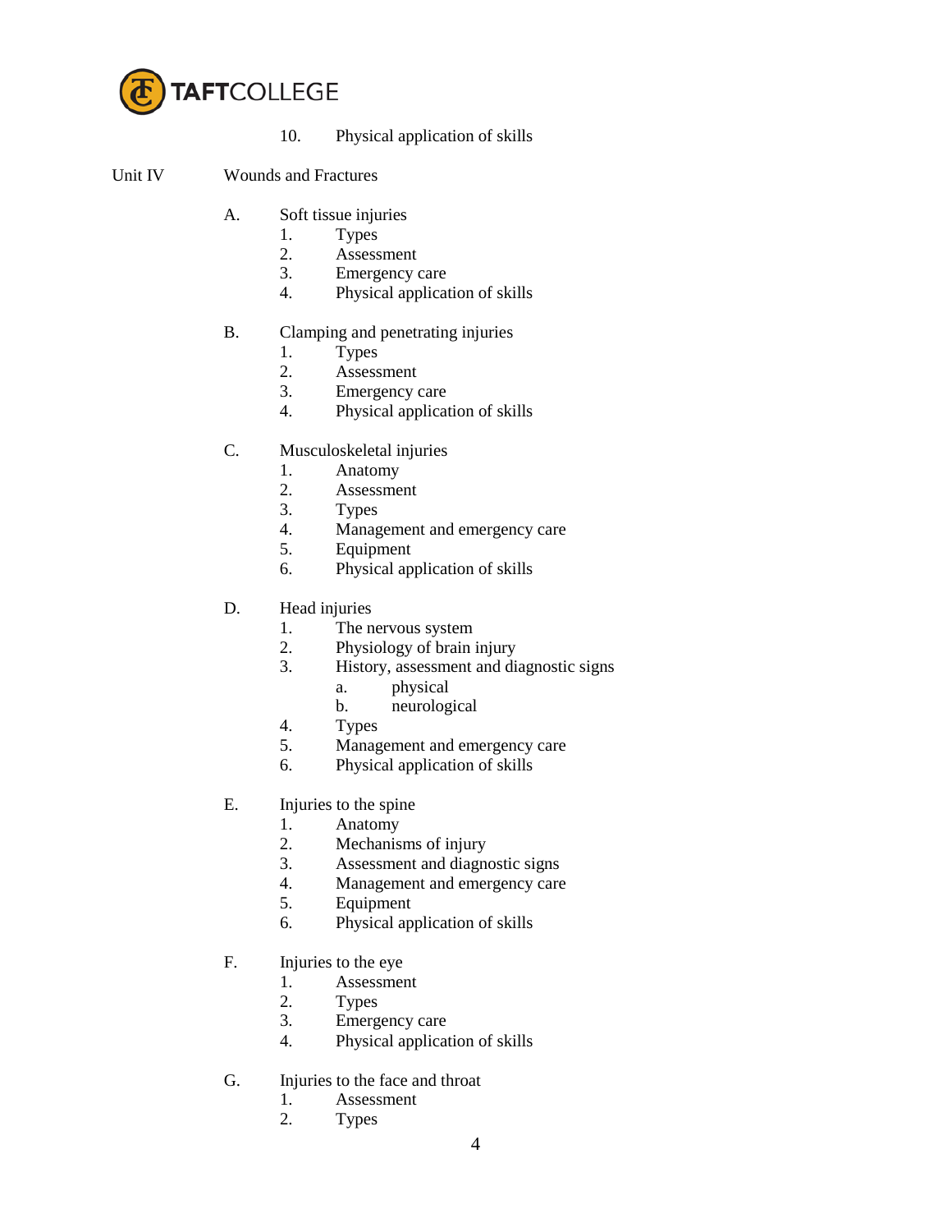10. Physical application of skills

Unit IV Wounds and Fractures

A. Soft tissue injuries
   1. Types
   2. Assessment
   3. Emergency care
   4. Physical application of skills

B. Clamping and penetrating injuries
   1. Types
   2. Assessment
   3. Emergency care
   4. Physical application of skills

C. Musculoskeletal injuries
   1. Anatomy
   2. Assessment
   3. Types
   4. Management and emergency care
   5. Equipment
   6. Physical application of skills

D. Head injuries
   1. The nervous system
   2. Physiology of brain injury
   3. History, assessment and diagnostic signs
      a. physical
      b. neurological
   4. Types
   5. Management and emergency care
   6. Physical application of skills

E. Injuries to the spine
   1. Anatomy
   2. Mechanisms of injury
   3. Assessment and diagnostic signs
   4. Management and emergency care
   5. Equipment
   6. Physical application of skills

F. Injuries to the eye
   1. Assessment
   2. Types
   3. Emergency care
   4. Physical application of skills

G. Injuries to the face and throat
   1. Assessment
   2. Types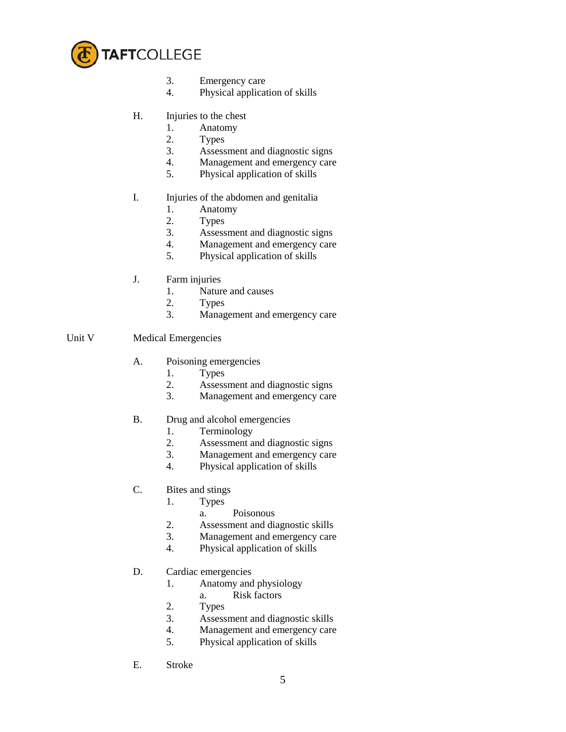3. Emergency care
    4. Physical application of skills

H. Injuries to the chest
    1. Anatomy
    2. Types
    3. Assessment and diagnostic signs
    4. Management and emergency care
    5. Physical application of skills

I. Injuries of the abdomen and genitalia
    1. Anatomy
    2. Types
    3. Assessment and diagnostic signs
    4. Management and emergency care
    5. Physical application of skills

J. Farm injuries
    1. Nature and causes
    2. Types
    3. Management and emergency care

Unit V Medical Emergencies

A. Poisoning emergencies
    1. Types
    2. Assessment and diagnostic signs
    3. Management and emergency care

B. Drug and alcohol emergencies
    1. Terminology
    2. Assessment and diagnostic signs
    3. Management and emergency care
    4. Physical application of skills

C. Bites and stings
    1. Types
        a. Poisonous
    2. Assessment and diagnostic skills
    3. Management and emergency care
    4. Physical application of skills

D. Cardiac emergencies
    1. Anatomy and physiology
        a. Risk factors
    2. Types
    3. Assessment and diagnostic skills
    4. Management and emergency care
    5. Physical application of skills

E. Stroke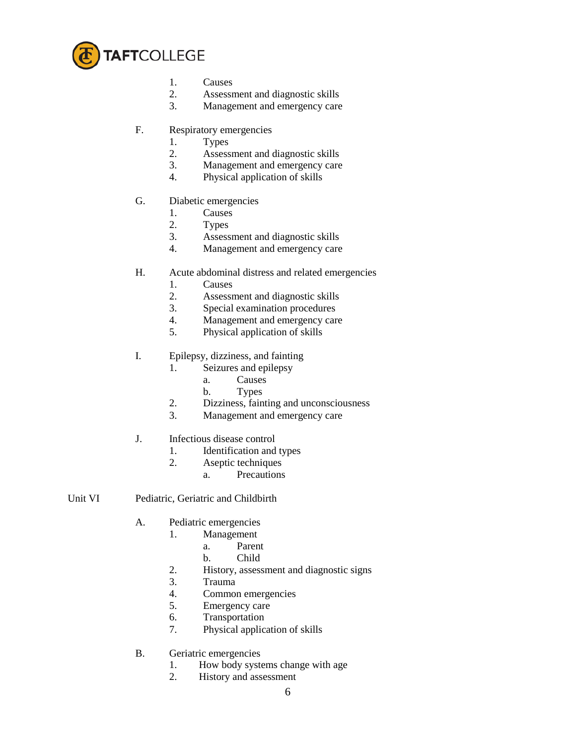1. Causes
2. Assessment and diagnostic skills
3. Management and emergency care

F. Respiratory emergencies
   1. Types
   2. Assessment and diagnostic skills
   3. Management and emergency care
   4. Physical application of skills

G. Diabetic emergencies
   1. Causes
   2. Types
   3. Assessment and diagnostic skills
   4. Management and emergency care

H. Acute abdominal distress and related emergencies
   1. Causes
   2. Assessment and diagnostic skills
   3. Special examination procedures
   4. Management and emergency care
   5. Physical application of skills

I. Epilepsy, dizziness, and fainting
   1. Seizures and epilepsy
      a. Causes
      b. Types
   2. Dizziness, fainting and unconsciousness
   3. Management and emergency care

J. Infectious disease control
   1. Identification and types
   2. Aseptic techniques
      a. Precautions

Unit VI Pediatric, Geriatric and Childbirth

A. Pediatric emergencies
   1. Management
      a. Parent
      b. Child
   2. History, assessment and diagnostic signs
   3. Trauma
   4. Common emergencies
   5. Emergency care
   6. Transportation
   7. Physical application of skills

B. Geriatric emergencies
   1. How body systems change with age
   2. History and assessment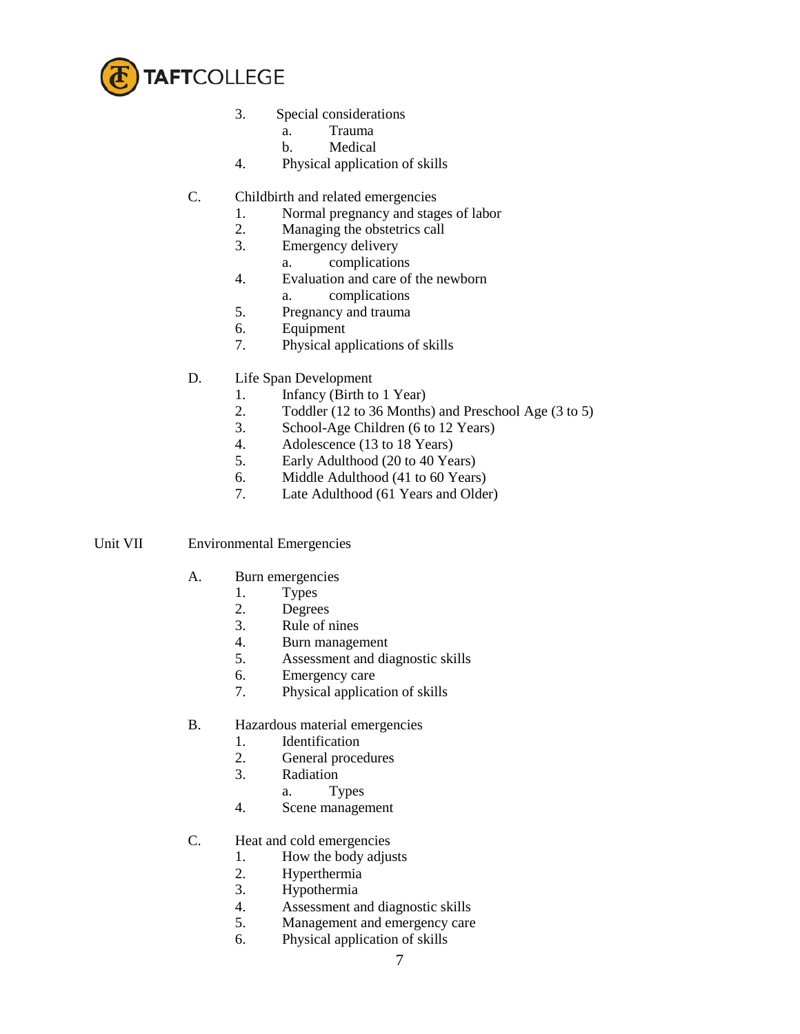3. Special considerations
    a. Trauma
    b. Medical
4. Physical application of skills

C. Childbirth and related emergencies
1. Normal pregnancy and stages of labor
2. Managing the obstetrics call
3. Emergency delivery
    a. complications
4. Evaluation and care of the newborn
    a. complications
5. Pregnancy and trauma
6. Equipment
7. Physical applications of skills

D. Life Span Development
1. Infancy (Birth to 1 Year)
2. Toddler (12 to 36 Months) and Preschool Age (3 to 5)
3. School-Age Children (6 to 12 Years)
4. Adolescence (13 to 18 Years)
5. Early Adulthood (20 to 40 Years)
6. Middle Adulthood (41 to 60 Years)
7. Late Adulthood (61 Years and Older)

Unit VII Environmental Emergencies

A. Burn emergencies
1. Types
2. Degrees
3. Rule of nines
4. Burn management
5. Assessment and diagnostic skills
6. Emergency care
7. Physical application of skills

B. Hazardous material emergencies
1. Identification
2. General procedures
3. Radiation
    a. Types
4. Scene management

C. Heat and cold emergencies
1. How the body adjusts
2. Hyperthermia
3. Hypothermia
4. Assessment and diagnostic skills
5. Management and emergency care
6. Physical application of skills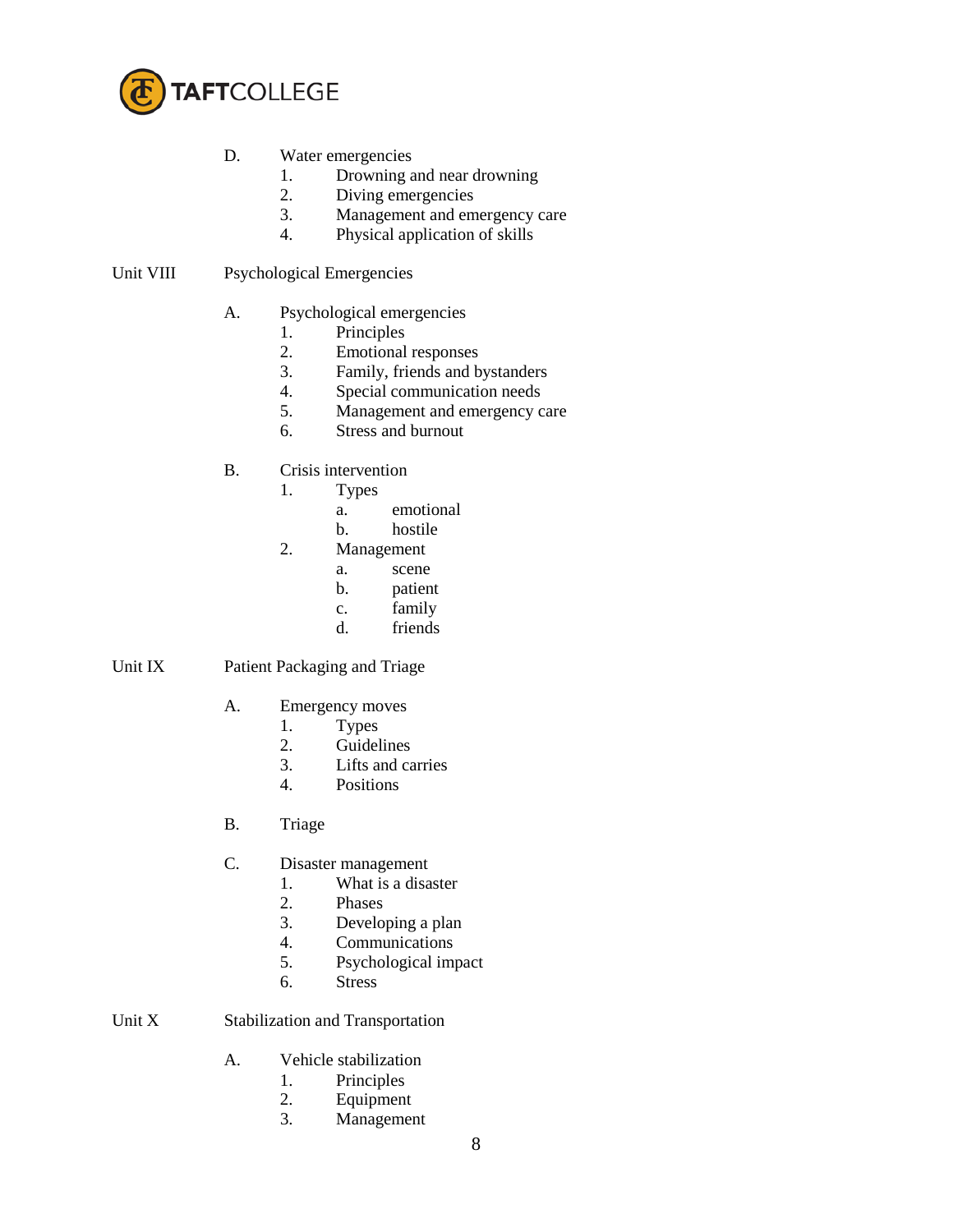D. Water emergencies
   1. Drowning and near drowning
   2. Diving emergencies
   3. Management and emergency care
   4. Physical application of skills

Unit VIII Psychological Emergencies

A. Psychological emergencies
   1. Principles
   2. Emotional responses
   3. Family, friends and bystanders
   4. Special communication needs
   5. Management and emergency care
   6. Stress and burnout

B. Crisis intervention
   1. Types
      a. emotional
      b. hostile
   2. Management
      a. scene
      b. patient
      c. family
      d. friends

Unit IX Patient Packaging and Triage

A. Emergency moves
   1. Types
   2. Guidelines
   3. Lifts and carries
   4. Positions

B. Triage

C. Disaster management
   1. What is a disaster
   2. Phases
   3. Developing a plan
   4. Communications
   5. Psychological impact
   6. Stress

Unit X Stabilization and Transportation

A. Vehicle stabilization
   1. Principles
   2. Equipment
   3. Management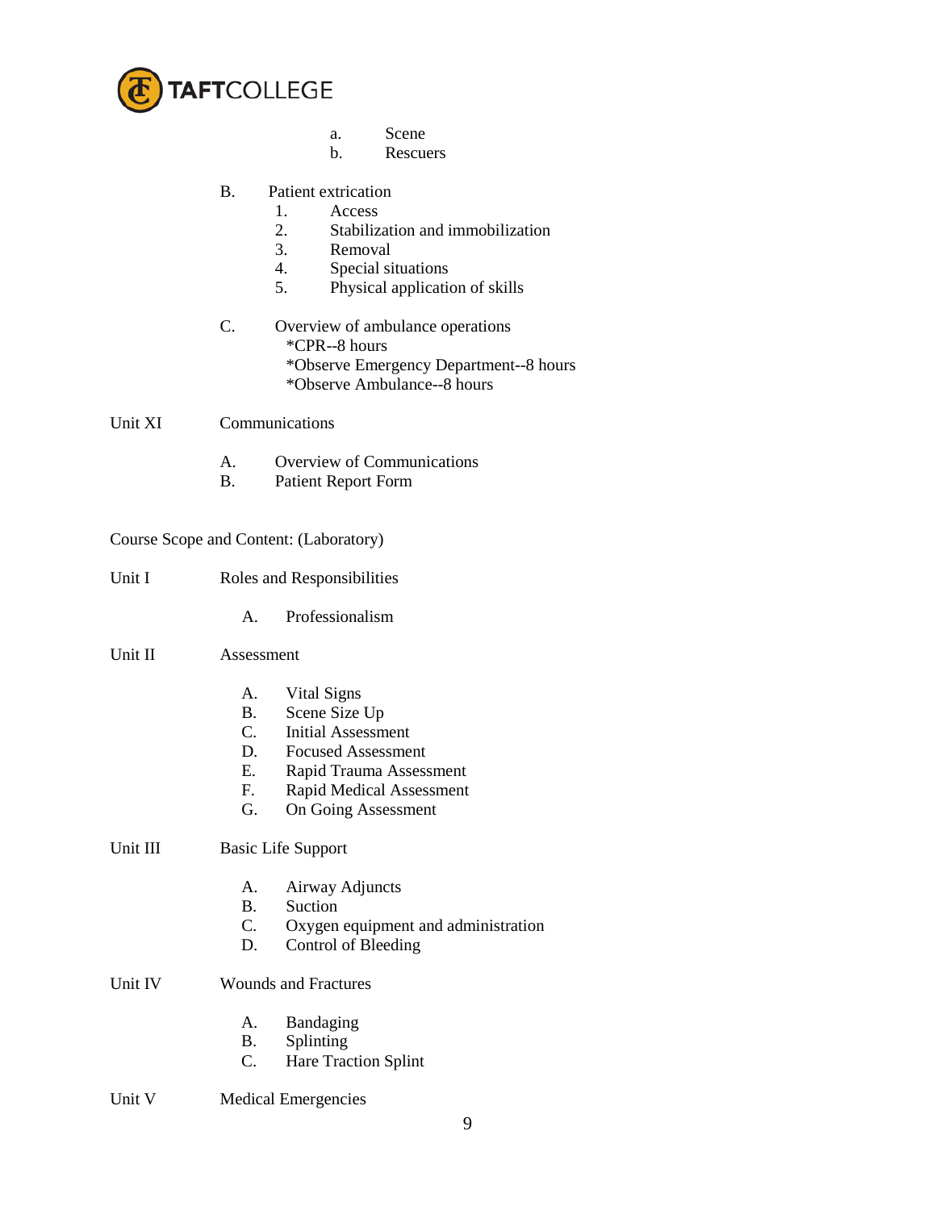a. Scene
b. Rescuers

B. Patient extrication
   1. Access
   2. Stabilization and immobilization
   3. Removal
   4. Special situations
   5. Physical application of skills

C. Overview of ambulance operations
   *CPR--8 hours
   *Observe Emergency Department--8 hours
   *Observe Ambulance--8 hours

Unit XI Communications

A. Overview of Communications
B. Patient Report Form

Course Scope and Content: (Laboratory)

Unit I Roles and Responsibilities

A. Professionalism

Unit II Assessment

A. Vital Signs
B. Scene Size Up
C. Initial Assessment
D. Focused Assessment
E. Rapid Trauma Assessment
F. Rapid Medical Assessment
G. On Going Assessment

Unit III Basic Life Support

A. Airway Adjuncts
B. Suction
C. Oxygen equipment and administration
D. Control of Bleeding

Unit IV Wounds and Fractures

A. Bandaging
B. Splinting
C. Hare Traction Splint

Unit V Medical Emergencies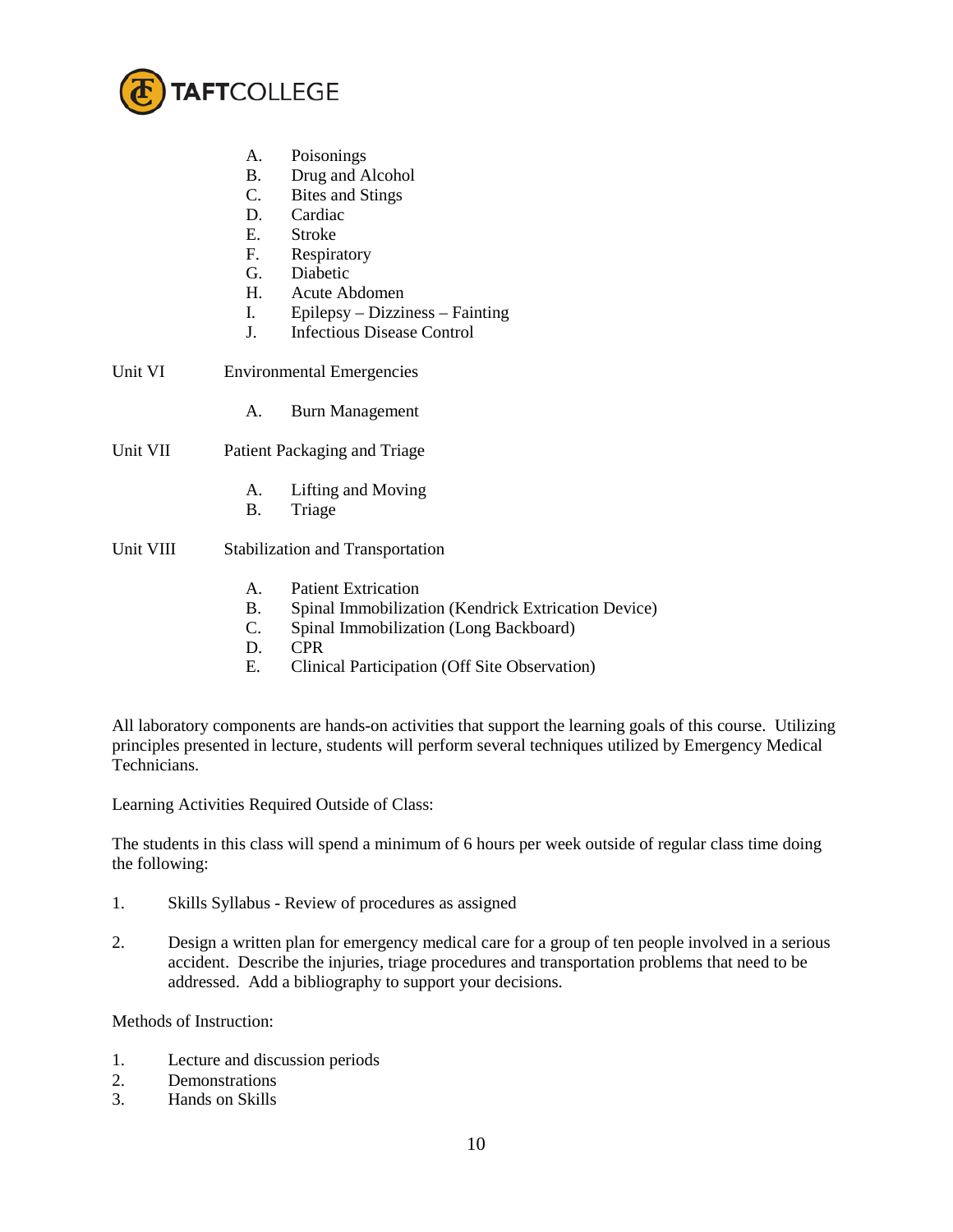A. Poisonings
B. Drug and Alcohol
C. Bites and Stings
D. Cardiac
E. Stroke
F. Respiratory
G. Diabetic
H. Acute Abdomen
I. Epilepsy – Dizziness – Fainting
J. Infectious Disease Control

Unit VI Environmental Emergencies

A. Burn Management

Unit VII Patient Packaging and Triage

A. Lifting and Moving
B. Triage

Unit VIII Stabilization and Transportation

A. Patient Extrication
B. Spinal Immobilization (Kendrick Extrication Device)
C. Spinal Immobilization (Long Backboard)
D. CPR
E. Clinical Participation (Off Site Observation)

All laboratory components are hands-on activities that support the learning goals of this course. Utilizing principles presented in lecture, students will perform several techniques utilized by Emergency Medical Technicians.

Learning Activities Required Outside of Class:

The students in this class will spend a minimum of 6 hours per week outside of regular class time doing the following:

1. Skills Syllabus - Review of procedures as assigned

2. Design a written plan for emergency medical care for a group of ten people involved in a serious accident. Describe the injuries, triage procedures and transportation problems that need to be addressed. Add a bibliography to support your decisions.

Methods of Instruction:

1. Lecture and discussion periods
2. Demonstrations
3. Hands on Skills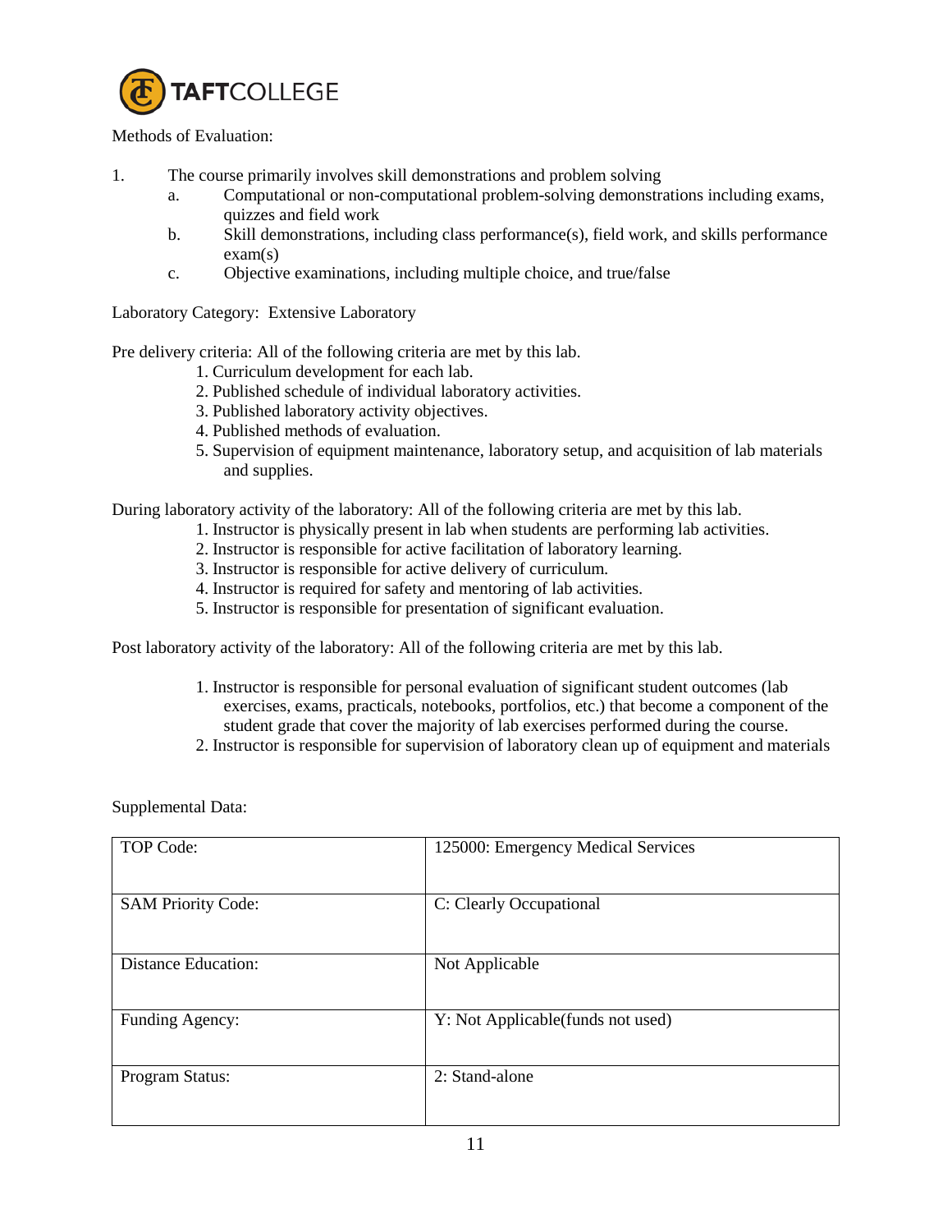Methods of Evaluation:

1. The course primarily involves skill demonstrations and problem solving
   a. Computational or non-computational problem-solving demonstrations including exams, quizzes and field work
   b. Skill demonstrations, including class performance(s), field work, and skills performance exam(s)
   c. Objective examinations, including multiple choice, and true/false

Laboratory Category: Extensive Laboratory

Pre delivery criteria: All of the following criteria are met by this lab.

1. Curriculum development for each lab.
2. Published schedule of individual laboratory activities.
3. Published laboratory activity objectives.
4. Published methods of evaluation.
5. Supervision of equipment maintenance, laboratory setup, and acquisition of lab materials and supplies.

During laboratory activity of the laboratory: All of the following criteria are met by this lab.

1. Instructor is physically present in lab when students are performing lab activities.
2. Instructor is responsible for active facilitation of laboratory learning.
3. Instructor is responsible for active delivery of curriculum.
4. Instructor is required for safety and mentoring of lab activities.
5. Instructor is responsible for presentation of significant evaluation.

Post laboratory activity of the laboratory: All of the following criteria are met by this lab.

1. Instructor is responsible for personal evaluation of significant student outcomes (lab exercises, exams, practicals, notebooks, portfolios, etc.) that become a component of the student grade that cover the majority of lab exercises performed during the course.
2. Instructor is responsible for supervision of laboratory clean up of equipment and materials

Supplemental Data:

| | |
|---|---|
| TOP Code: | 125000: Emergency Medical Services |
| SAM Priority Code: | C: Clearly Occupational |
| Distance Education: | Not Applicable |
| Funding Agency: | Y: Not Applicable(funds not used) |
| Program Status: | 2: Stand-alone |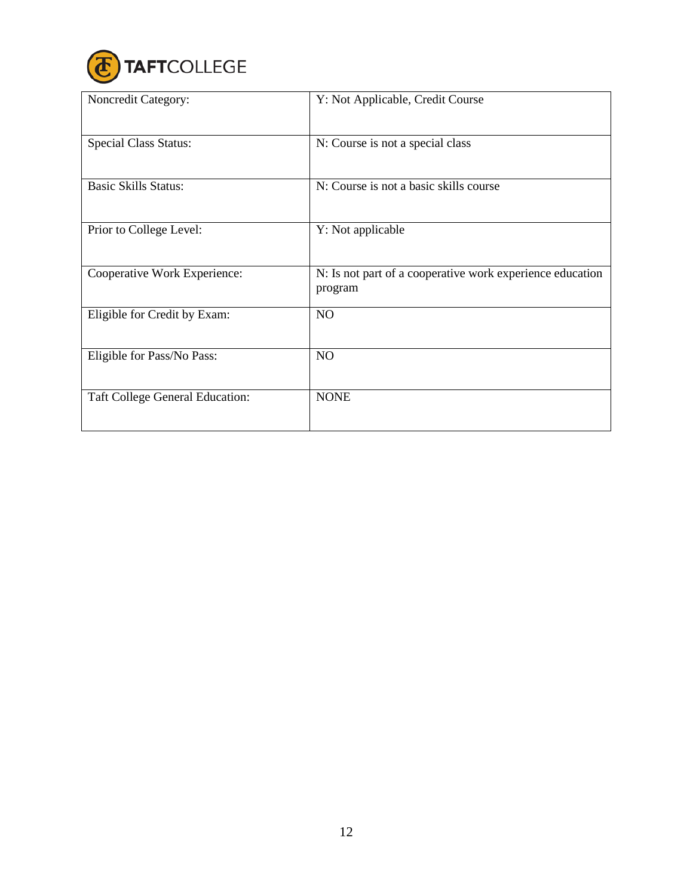| | |
|---|---|
| Noncredit Category: | Y: Not Applicable, Credit Course |
| Special Class Status: | N: Course is not a special class |
| Basic Skills Status: | N: Course is not a basic skills course |
| Prior to College Level: | Y: Not applicable |
| Cooperative Work Experience: | N: Is not part of a cooperative work experience education program |
| Eligible for Credit by Exam: | NO |
| Eligible for Pass/No Pass: | NO |
| Taft College General Education: | NONE |